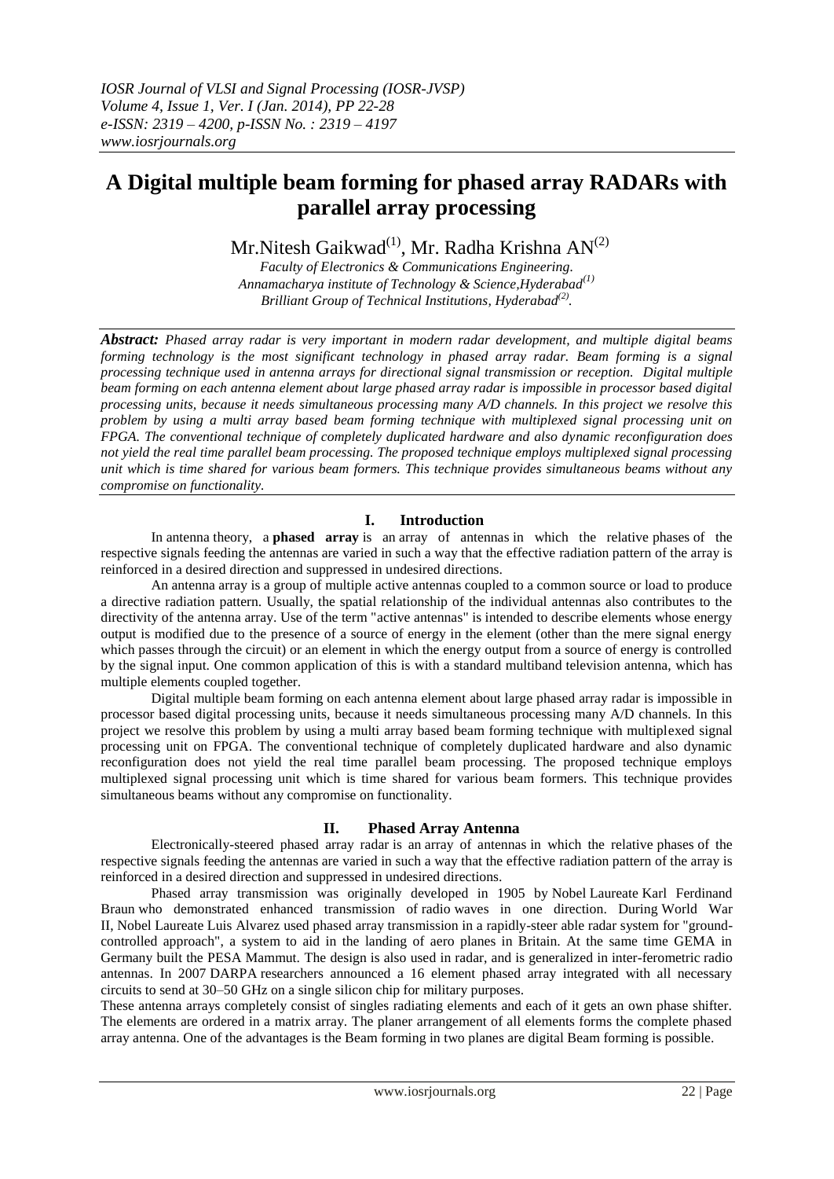# A Digital multiple beam forming for phased array RADARs with parallel array processing

Mr.Nitesh Gaikwad[(1)], Mr. Radha Krishna AN[(2)]

*Faculty of Electronics & Communications Engineering.*
*Annamacharya institute of Technology & Science,Hyderabad[(1)]*
*Brilliant Group of Technical Institutions, Hyderabad[(2)].*

***Abstract:*** *Phased array radar is very important in modern radar development, and multiple digital beams forming technology is the most significant technology in phased array radar. Beam forming is a signal processing technique used in antenna arrays for directional signal transmission or reception. Digital multiple beam forming on each antenna element about large phased array radar is impossible in processor based digital processing units, because it needs simultaneous processing many A/D channels. In this project we resolve this problem by using a multi array based beam forming technique with multiplexed signal processing unit on FPGA. The conventional technique of completely duplicated hardware and also dynamic reconfiguration does not yield the real time parallel beam processing. The proposed technique employs multiplexed signal processing unit which is time shared for various beam formers. This technique provides simultaneous beams without any compromise on functionality.*

## I. Introduction

In antenna theory, a **phased array** is an array of antennas in which the relative phases of the respective signals feeding the antennas are varied in such a way that the effective radiation pattern of the array is reinforced in a desired direction and suppressed in undesired directions.

An antenna array is a group of multiple active antennas coupled to a common source or load to produce a directive radiation pattern. Usually, the spatial relationship of the individual antennas also contributes to the directivity of the antenna array. Use of the term "active antennas" is intended to describe elements whose energy output is modified due to the presence of a source of energy in the element (other than the mere signal energy which passes through the circuit) or an element in which the energy output from a source of energy is controlled by the signal input. One common application of this is with a standard multiband television antenna, which has multiple elements coupled together.

Digital multiple beam forming on each antenna element about large phased array radar is impossible in processor based digital processing units, because it needs simultaneous processing many A/D channels. In this project we resolve this problem by using a multi array based beam forming technique with multiplexed signal processing unit on FPGA. The conventional technique of completely duplicated hardware and also dynamic reconfiguration does not yield the real time parallel beam processing. The proposed technique employs multiplexed signal processing unit which is time shared for various beam formers. This technique provides simultaneous beams without any compromise on functionality.

## II. Phased Array Antenna

Electronically-steered phased array radar is an array of antennas in which the relative phases of the respective signals feeding the antennas are varied in such a way that the effective radiation pattern of the array is reinforced in a desired direction and suppressed in undesired directions.

Phased array transmission was originally developed in 1905 by Nobel Laureate Karl Ferdinand Braun who demonstrated enhanced transmission of radio waves in one direction. During World War II, Nobel Laureate Luis Alvarez used phased array transmission in a rapidly-steer able radar system for "ground-controlled approach", a system to aid in the landing of aero planes in Britain. At the same time GEMA in Germany built the PESA Mammut. The design is also used in radar, and is generalized in inter-ferometric radio antennas. In 2007 DARPA researchers announced a 16 element phased array integrated with all necessary circuits to send at 30–50 GHz on a single silicon chip for military purposes.

These antenna arrays completely consist of singles radiating elements and each of it gets an own phase shifter. The elements are ordered in a matrix array. The planer arrangement of all elements forms the complete phased array antenna. One of the advantages is the Beam forming in two planes are digital Beam forming is possible.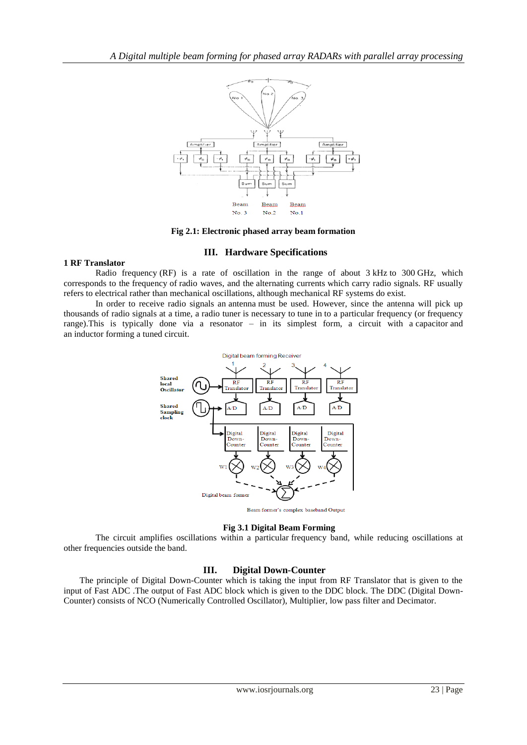**Fig 2.1: Electronic phased array beam formation**

## III. Hardware Specifications

**1 RF Translator**

Radio frequency (RF) is a rate of oscillation in the range of about 3 kHz to 300 GHz, which corresponds to the frequency of radio waves, and the alternating currents which carry radio signals. RF usually refers to electrical rather than mechanical oscillations, although mechanical RF systems do exist.

In order to receive radio signals an antenna must be used. However, since the antenna will pick up thousands of radio signals at a time, a radio tuner is necessary to tune in to a particular frequency (or frequency range).This is typically done via a resonator – in its simplest form, a circuit with a capacitor and an inductor forming a tuned circuit.

**Fig 3.1 Digital Beam Forming**

The circuit amplifies oscillations within a particular frequency band, while reducing oscillations at other frequencies outside the band.

## III. Digital Down-Counter

The principle of Digital Down-Counter which is taking the input from RF Translator that is given to the input of Fast ADC .The output of Fast ADC block which is given to the DDC block. The DDC (Digital Down-Counter) consists of NCO (Numerically Controlled Oscillator), Multiplier, low pass filter and Decimator.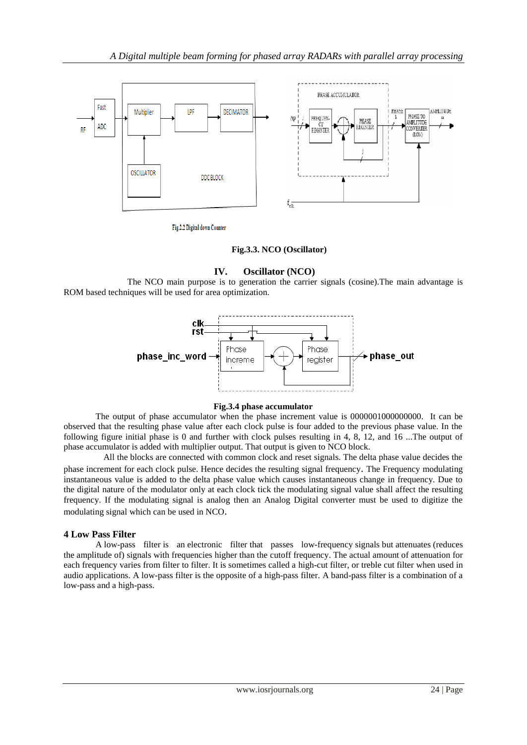Fig.2.2 Digital down Counter

**Fig.3.3. NCO (Oscillator)**

## IV. Oscillator (NCO)

The NCO main purpose is to generation the carrier signals (cosine).The main advantage is ROM based techniques will be used for area optimization.

**Fig.3.4 phase accumulator**

The output of phase accumulator when the phase increment value is 0000001000000000. It can be observed that the resulting phase value after each clock pulse is four added to the previous phase value. In the following figure initial phase is 0 and further with clock pulses resulting in 4, 8, 12, and 16 ...The output of phase accumulator is added with multiplier output. That output is given to NCO block.

All the blocks are connected with common clock and reset signals. The delta phase value decides the phase increment for each clock pulse. Hence decides the resulting signal frequency. The Frequency modulating instantaneous value is added to the delta phase value which causes instantaneous change in frequency. Due to the digital nature of the modulator only at each clock tick the modulating signal value shall affect the resulting frequency. If the modulating signal is analog then an Analog Digital converter must be used to digitize the modulating signal which can be used in NCO.

### 4 Low Pass Filter

A low-pass filter is an electronic filter that passes low-frequency signals but attenuates (reduces the amplitude of) signals with frequencies higher than the cutoff frequency. The actual amount of attenuation for each frequency varies from filter to filter. It is sometimes called a high-cut filter, or treble cut filter when used in audio applications. A low-pass filter is the opposite of a high-pass filter. A band-pass filter is a combination of a low-pass and a high-pass.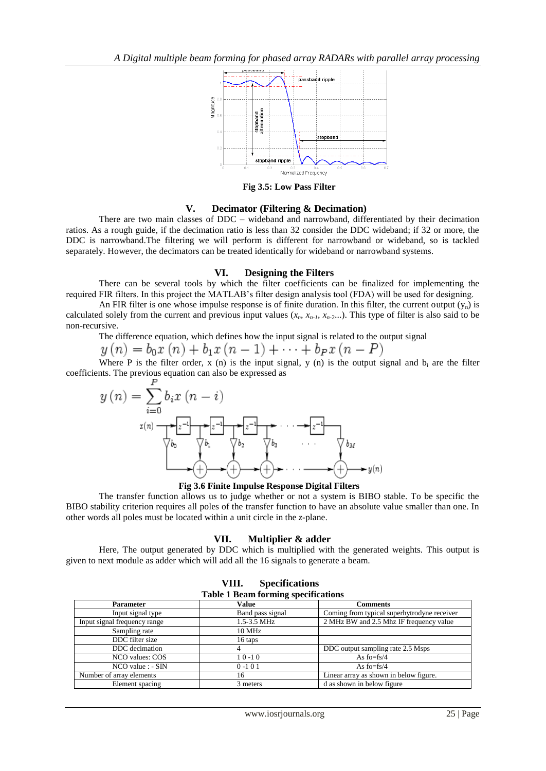Fig 3.5: Low Pass Filter

## V. Decimator (Filtering & Decimation)

There are two main classes of DDC – wideband and narrowband, differentiated by their decimation ratios. As a rough guide, if the decimation ratio is less than 32 consider the DDC wideband; if 32 or more, the DDC is narrowband.The filtering we will perform is different for narrowband or wideband, so is tackled separately. However, the decimators can be treated identically for wideband or narrowband systems.

## VI. Designing the Filters

There can be several tools by which the filter coefficients can be finalized for implementing the required FIR filters. In this project the MATLAB's filter design analysis tool (FDA) will be used for designing.

An FIR filter is one whose impulse response is of finite duration. In this filter, the current output ($y_n$) is calculated solely from the current and previous input values ($x_n$, $x_{n-1}$, $x_{n-2}$...). This type of filter is also said to be non-recursive.

The difference equation, which defines how the input signal is related to the output signal

$$y(n) = b_0 x(n) + b_1 x(n-1) + \cdots + b_P x(n-P)$$

Where P is the filter order, x (n) is the input signal, y (n) is the output signal and $b_i$ are the filter coefficients. The previous equation can also be expressed as

$$y(n) = \sum_{i=0}^{P} b_i x(n-i)$$

Fig 3.6 Finite Impulse Response Digital Filters

The transfer function allows us to judge whether or not a system is BIBO stable. To be specific the BIBO stability criterion requires all poles of the transfer function to have an absolute value smaller than one. In other words all poles must be located within a unit circle in the *z*-plane.

## VII. Multiplier & adder

Here, The output generated by DDC which is multiplied with the generated weights. This output is given to next module as adder which will add all the 16 signals to generate a beam.

## VIII. Specifications

**Table 1 Beam forming specifications**

| Parameter | Value | Comments |
|---|---|---|
| Input signal type | Band pass signal | Coming from typical superhytrodyne receiver |
| Input signal frequency range | 1.5-3.5 MHz | 2 MHz BW and 2.5 Mhz IF frequency value |
| Sampling rate | 10 MHz | |
| DDC filter size | 16 taps | |
| DDC decimation | 4 | DDC output sampling rate 2.5 Msps |
| NCO values: COS | 1 0 -1 0 | As fo=fs/4 |
| NCO value : - SIN | 0 -1 0 1 | As fo=fs/4 |
| Number of array elements | 16 | Linear array as shown in below figure. |
| Element spacing | 3 meters | d as shown in below figure |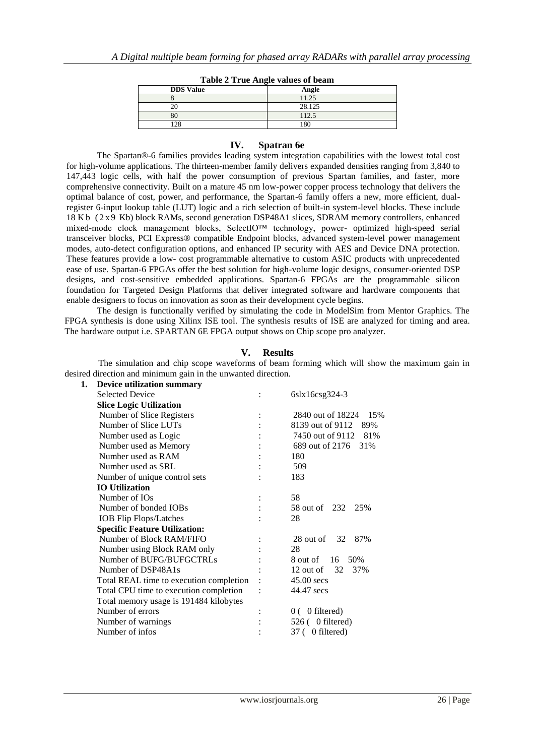**Table 2 True Angle values of beam**

| DDS Value | Angle |
|---|---|
| 8 | 11.25 |
| 20 | 28.125 |
| 80 | 112.5 |
| 128 | 180 |

## IV. Spatran 6e

The Spartan®-6 families provides leading system integration capabilities with the lowest total cost for high-volume applications. The thirteen-member family delivers expanded densities ranging from 3,840 to 147,443 logic cells, with half the power consumption of previous Spartan families, and faster, more comprehensive connectivity. Built on a mature 45 nm low-power copper process technology that delivers the optimal balance of cost, power, and performance, the Spartan-6 family offers a new, more efficient, dual-register 6-input lookup table (LUT) logic and a rich selection of built-in system-level blocks. These include 18 Kb (2 x 9 Kb) block RAMs, second generation DSP48A1 slices, SDRAM memory controllers, enhanced mixed-mode clock management blocks, SelectIO™ technology, power- optimized high-speed serial transceiver blocks, PCI Express® compatible Endpoint blocks, advanced system-level power management modes, auto-detect configuration options, and enhanced IP security with AES and Device DNA protection. These features provide a low- cost programmable alternative to custom ASIC products with unprecedented ease of use. Spartan-6 FPGAs offer the best solution for high-volume logic designs, consumer-oriented DSP designs, and cost-sensitive embedded applications. Spartan-6 FPGAs are the programmable silicon foundation for Targeted Design Platforms that deliver integrated software and hardware components that enable designers to focus on innovation as soon as their development cycle begins.

The design is functionally verified by simulating the code in ModelSim from Mentor Graphics. The FPGA synthesis is done using Xilinx ISE tool. The synthesis results of ISE are analyzed for timing and area. The hardware output i.e. SPARTAN 6E FPGA output shows on Chip scope pro analyzer.

## V. Results

The simulation and chip scope waveforms of beam forming which will show the maximum gain in desired direction and minimum gain in the unwanted direction.

1. **Device utilization summary**

| | | |
|---|---|---|
| Selected Device | : | 6slx16csg324-3 |
| **Slice Logic Utilization** | | |
| Number of Slice Registers | : | 2840 out of 18224 15% |
| Number of Slice LUTs | : | 8139 out of 9112 89% |
| Number used as Logic | : | 7450 out of 9112 81% |
| Number used as Memory | : | 689 out of 2176 31% |
| Number used as RAM | : | 180 |
| Number used as SRL | : | 509 |
| Number of unique control sets | : | 183 |
| **IO Utilization** | | |
| Number of IOs | : | 58 |
| Number of bonded IOBs | : | 58 out of 232 25% |
| IOB Flip Flops/Latches | : | 28 |
| **Specific Feature Utilization:** | | |
| Number of Block RAM/FIFO | : | 28 out of 32 87% |
| Number using Block RAM only | : | 28 |
| Number of BUFG/BUFGCTRLs | : | 8 out of 16 50% |
| Number of DSP48A1s | : | 12 out of 32 37% |
| Total REAL time to execution completion | : | 45.00 secs |
| Total CPU time to execution completion | : | 44.47 secs |
| Total memory usage is 191484 kilobytes | | |
| Number of errors | : | 0 ( 0 filtered) |
| Number of warnings | : | 526 ( 0 filtered) |
| Number of infos | : | 37 ( 0 filtered) |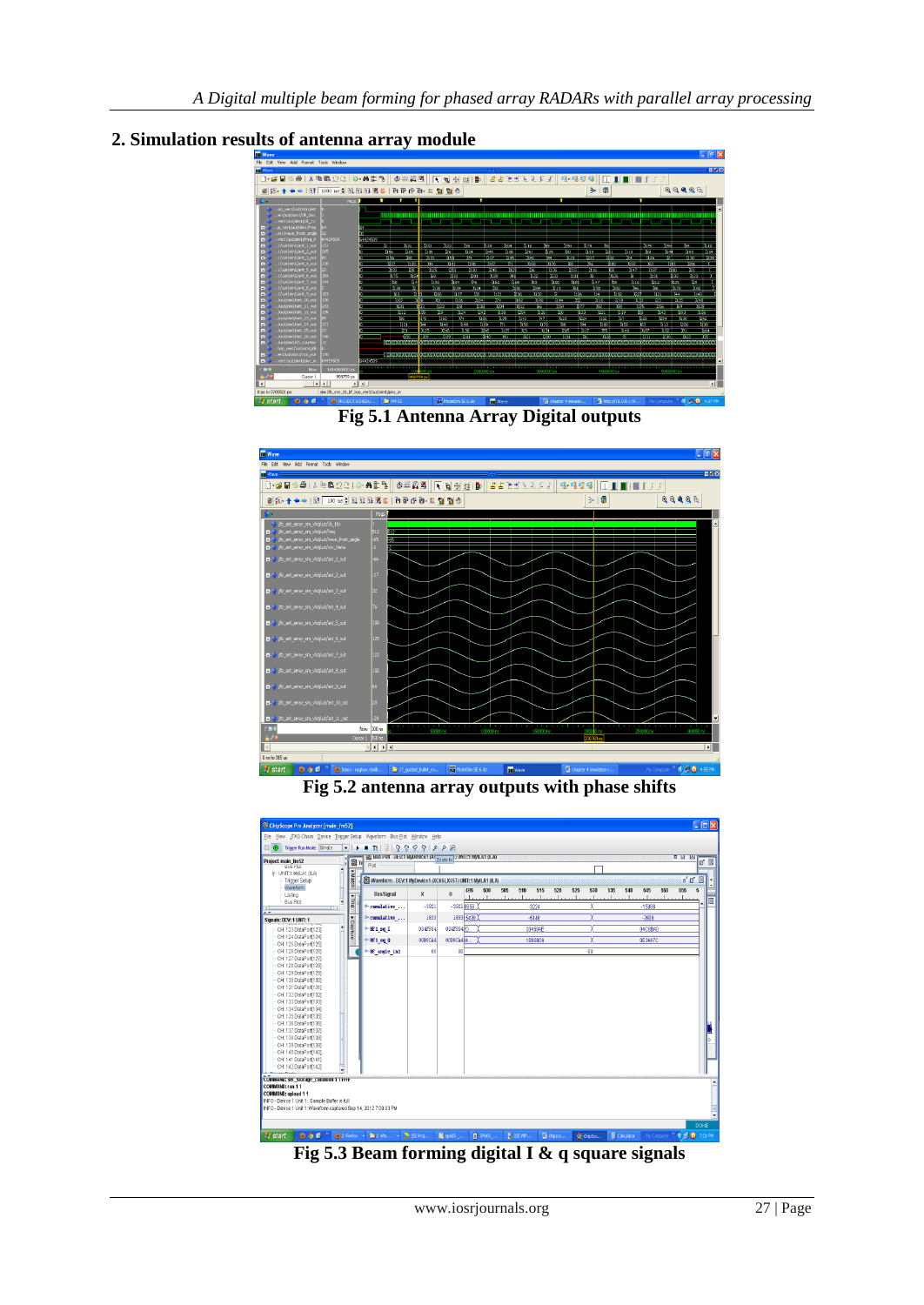## 2. Simulation results of antenna array module

Fig 5.1 Antenna Array Digital outputs

Fig 5.2 antenna array outputs with phase shifts

Fig 5.3 Beam forming digital I & q square signals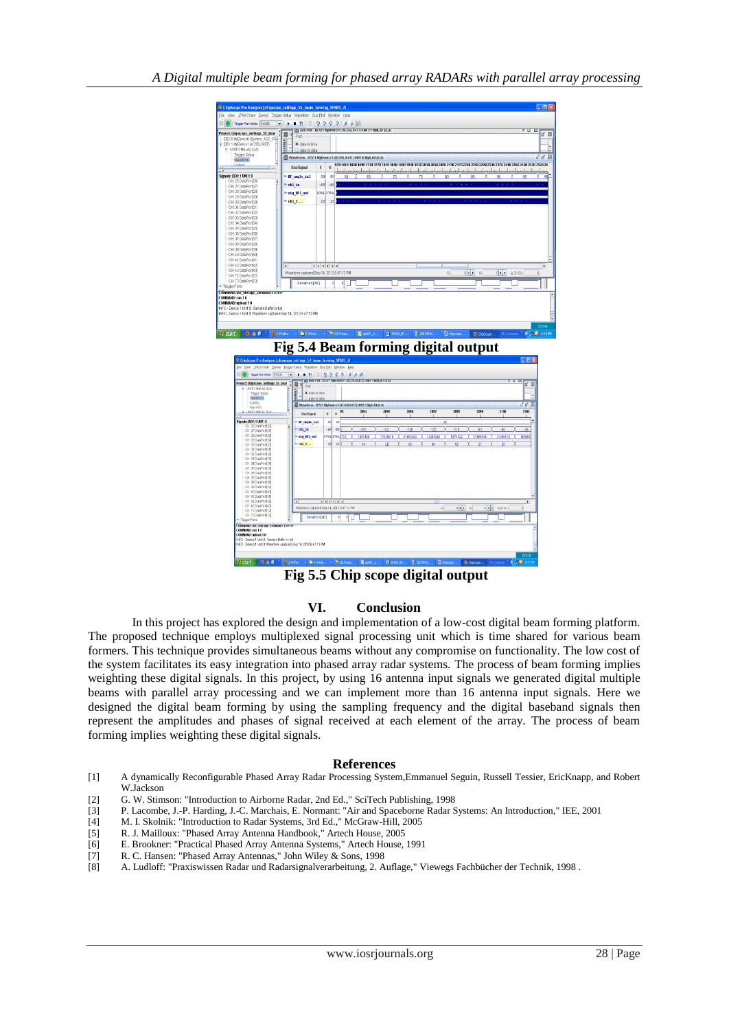Fig 5.4 Beam forming digital output

Fig 5.5 Chip scope digital output

## VI. Conclusion

In this project has explored the design and implementation of a low-cost digital beam forming platform. The proposed technique employs multiplexed signal processing unit which is time shared for various beam formers. This technique provides simultaneous beams without any compromise on functionality. The low cost of the system facilitates its easy integration into phased array radar systems. The process of beam forming implies weighting these digital signals. In this project, by using 16 antenna input signals we generated digital multiple beams with parallel array processing and we can implement more than 16 antenna input signals. Here we designed the digital beam forming by using the sampling frequency and the digital baseband signals then represent the amplitudes and phases of signal received at each element of the array. The process of beam forming implies weighting these digital signals.

## References

[1] A dynamically Reconfigurable Phased Array Radar Processing System,Emmanuel Seguin, Russell Tessier, EricKnapp, and Robert W.Jackson

[2] G. W. Stimson: "Introduction to Airborne Radar, 2nd Ed.," SciTech Publishing, 1998

[3] P. Lacombe, J.-P. Harding, J.-C. Marchais, E. Normant: "Air and Spaceborne Radar Systems: An Introduction," IEE, 2001

[4] M. I. Skolnik: "Introduction to Radar Systems, 3rd Ed.," McGraw-Hill, 2005

[5] R. J. Mailloux: "Phased Array Antenna Handbook," Artech House, 2005

[6] E. Brookner: "Practical Phased Array Antenna Systems," Artech House, 1991

[7] R. C. Hansen: "Phased Array Antennas," John Wiley & Sons, 1998

[8] A. Ludloff: "Praxiswissen Radar und Radarsignalverarbeitung, 2. Auflage," Viewegs Fachbücher der Technik, 1998 .